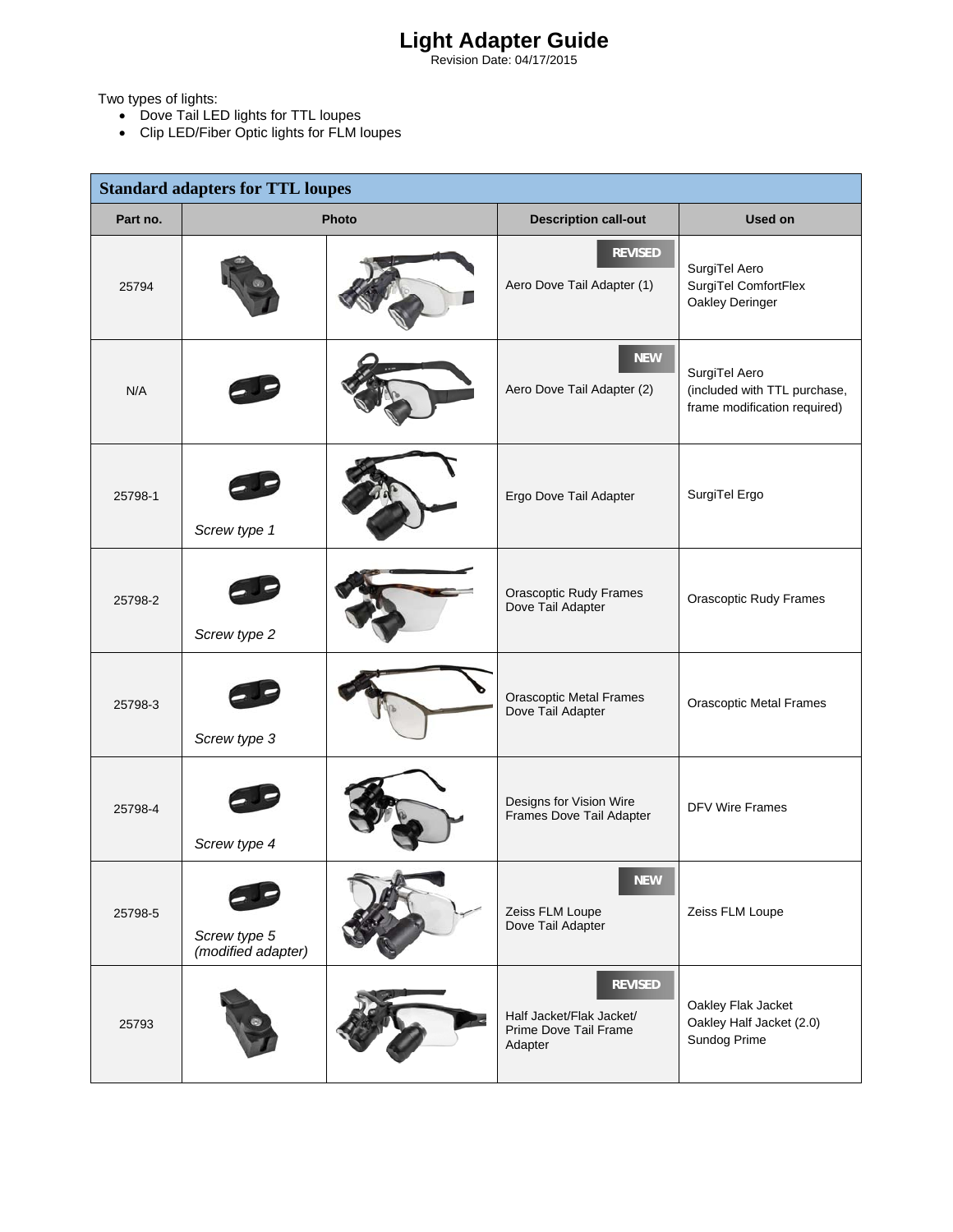# Light Adapter Guide

Revision Date: 04/17/2015

Two types of lights:

- Dove Tail LED lights for TTL loupes
- Clip LED/Fiber Optic lights for FLM loupes

| Standard adapters for TTL loupes | | | | |
|---|---|---|---|---|
| Part no. | Photo | | Description call-out | Used on |
| 25794 | | | REVISED Aero Dove Tail Adapter (1) | SurgiTel Aero SurgiTel ComfortFlex Oakley Deringer |
| N/A | | | NEW Aero Dove Tail Adapter (2) | SurgiTel Aero (included with TTL purchase, frame modification required) |
| 25798-1 | *Screw type 1* | | Ergo Dove Tail Adapter | SurgiTel Ergo |
| 25798-2 | *Screw type 2* | | Orascoptic Rudy Frames Dove Tail Adapter | Orascoptic Rudy Frames |
| 25798-3 | *Screw type 3* | | Orascoptic Metal Frames Dove Tail Adapter | Orascoptic Metal Frames |
| 25798-4 | *Screw type 4* | | Designs for Vision Wire Frames Dove Tail Adapter | DFV Wire Frames |
| 25798-5 | *Screw type 5 (modified adapter)* | | NEW Zeiss FLM Loupe Dove Tail Adapter | Zeiss FLM Loupe |
| 25793 | | | REVISED Half Jacket/Flak Jacket/ Prime Dove Tail Frame Adapter | Oakley Flak Jacket Oakley Half Jacket (2.0) Sundog Prime |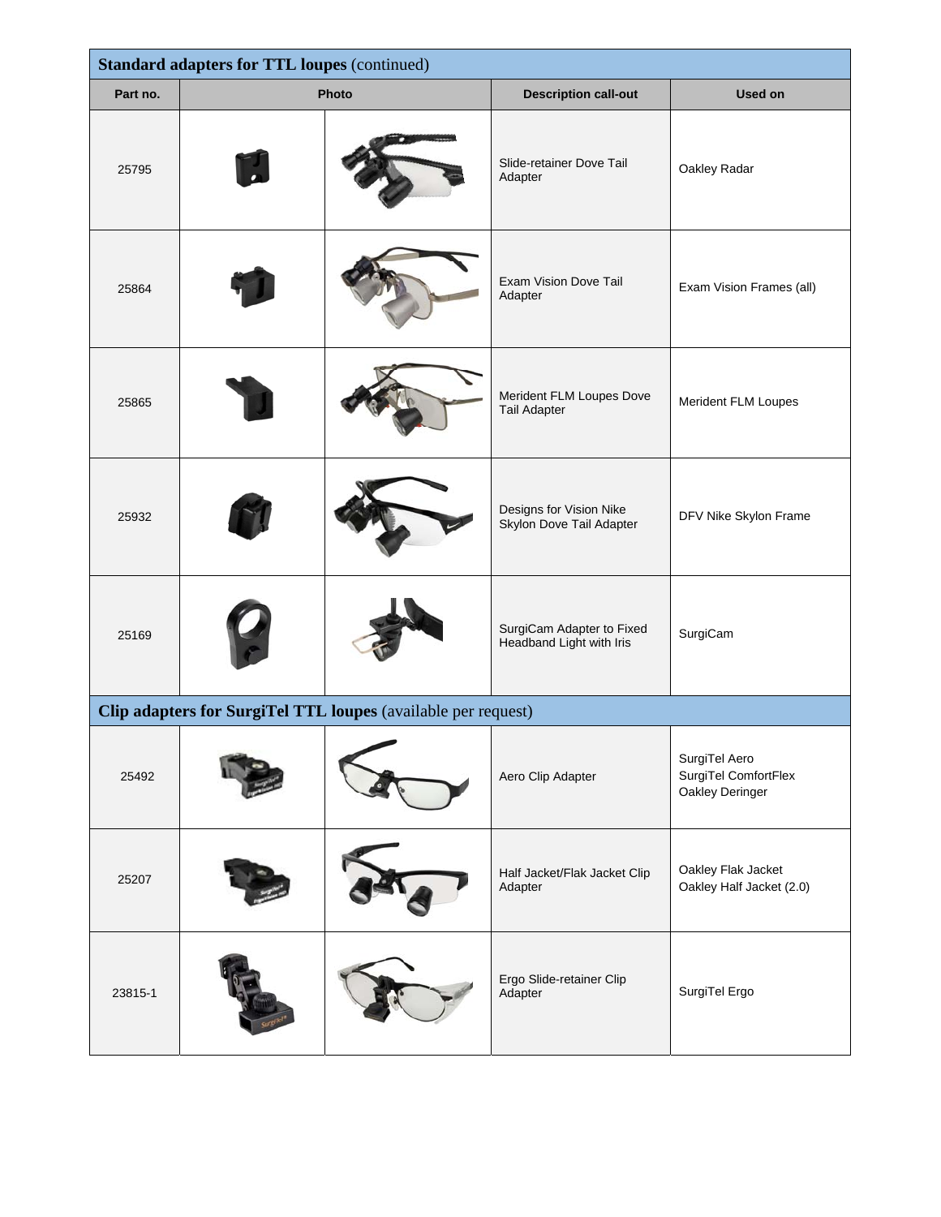| Part no. | Photo | | Description call-out | Used on |
|---|---|---|---|---|
| **Standard adapters for TTL loupes** (continued) | | | | |
| 25795 | | | Slide-retainer Dove Tail Adapter | Oakley Radar |
| 25864 | | | Exam Vision Dove Tail Adapter | Exam Vision Frames (all) |
| 25865 | | | Merident FLM Loupes Dove Tail Adapter | Merident FLM Loupes |
| 25932 | | | Designs for Vision Nike Skylon Dove Tail Adapter | DFV Nike Skylon Frame |
| 25169 | | | SurgiCam Adapter to Fixed Headband Light with Iris | SurgiCam |
| **Clip adapters for SurgiTel TTL loupes** (available per request) | | | | |
| 25492 | | | Aero Clip Adapter | SurgiTel Aero<br>SurgiTel ComfortFlex<br>Oakley Deringer |
| 25207 | | | Half Jacket/Flak Jacket Clip Adapter | Oakley Flak Jacket<br>Oakley Half Jacket (2.0) |
| 23815-1 | | | Ergo Slide-retainer Clip Adapter | SurgiTel Ergo |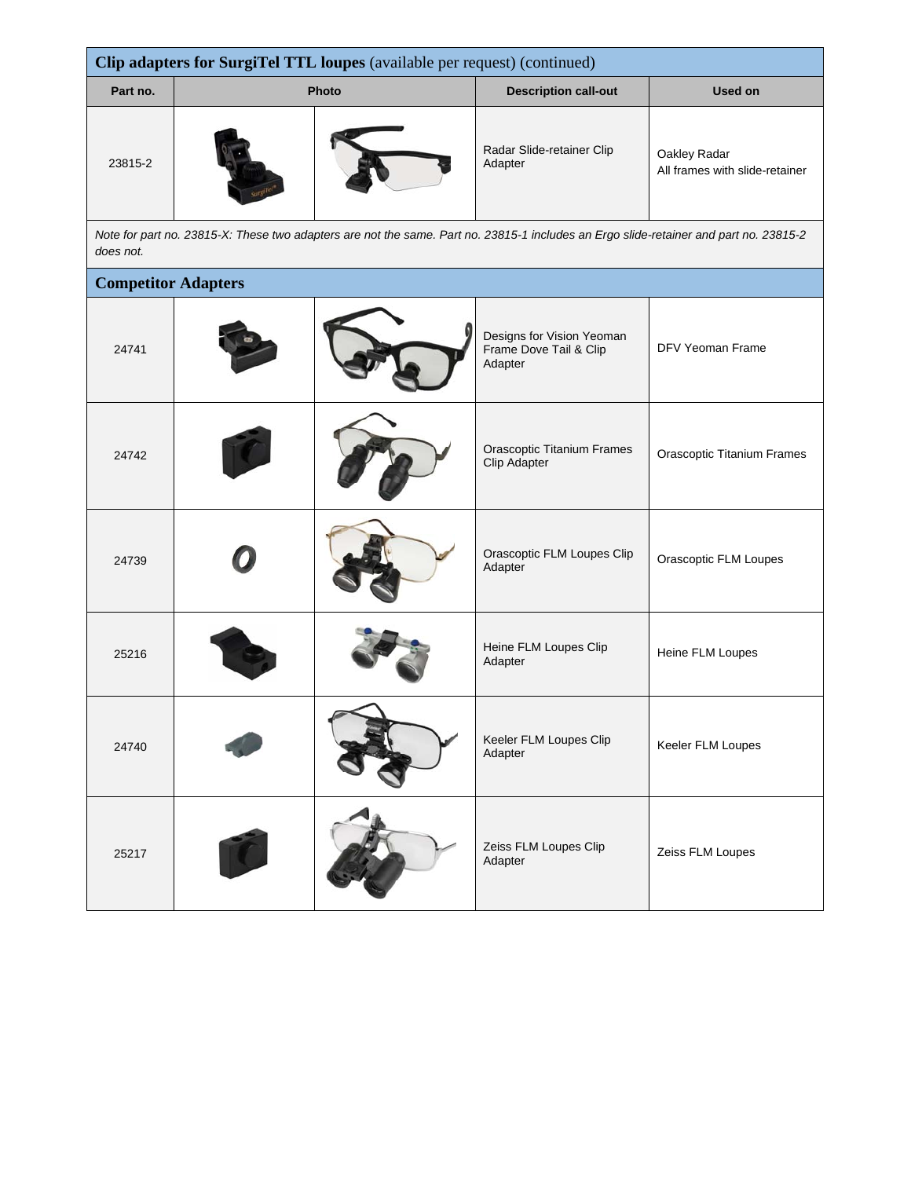| Clip adapters for SurgiTel TTL loupes (available per request) (continued) | | | | |
|---|---|---|---|---|
| **Part no.** | **Photo** | | **Description call-out** | **Used on** |
| 23815-2 | | | Radar Slide-retainer Clip Adapter | Oakley Radar<br>All frames with slide-retainer |

*Note for part no. 23815-X: These two adapters are not the same. Part no. 23815-1 includes an Ergo slide-retainer and part no. 23815-2 does not.*

## Competitor Adapters

| Part no. | Photo | | Description call-out | Used on |
|---|---|---|---|---|
| 24741 | | | Designs for Vision Yeoman Frame Dove Tail & Clip Adapter | DFV Yeoman Frame |
| 24742 | | | Orascoptic Titanium Frames Clip Adapter | Orascoptic Titanium Frames |
| 24739 | | | Orascoptic FLM Loupes Clip Adapter | Orascoptic FLM Loupes |
| 25216 | | | Heine FLM Loupes Clip Adapter | Heine FLM Loupes |
| 24740 | | | Keeler FLM Loupes Clip Adapter | Keeler FLM Loupes |
| 25217 | | | Zeiss FLM Loupes Clip Adapter | Zeiss FLM Loupes |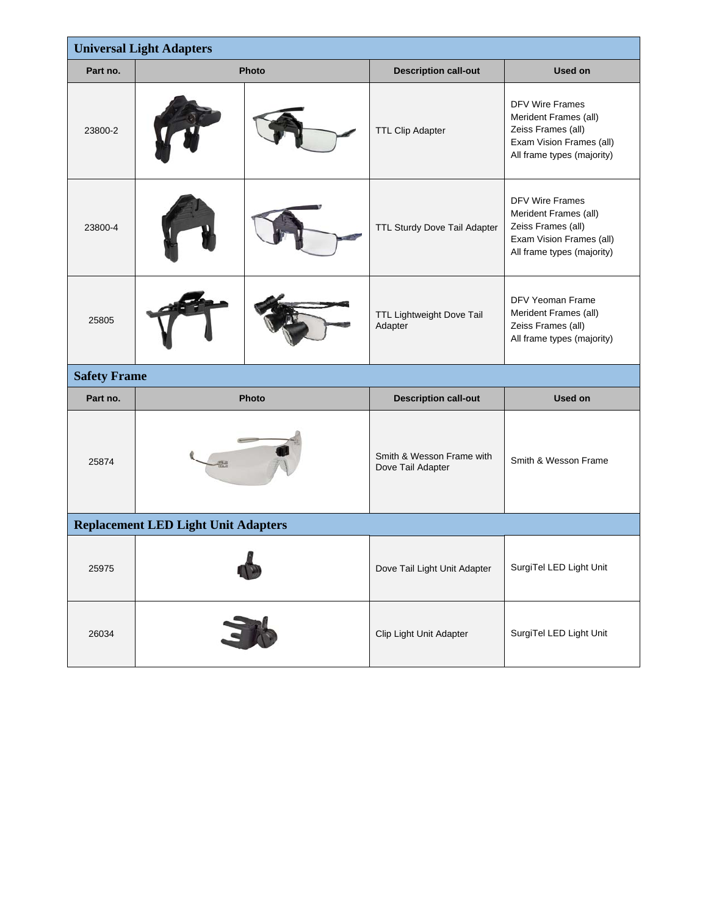## Universal Light Adapters

| Part no. | Photo | | Description call-out | Used on |
|---|---|---|---|---|
| 23800-2 | | | TTL Clip Adapter | DFV Wire Frames<br>Merident Frames (all)<br>Zeiss Frames (all)<br>Exam Vision Frames (all)<br>All frame types (majority) |
| 23800-4 | | | TTL Sturdy Dove Tail Adapter | DFV Wire Frames<br>Merident Frames (all)<br>Zeiss Frames (all)<br>Exam Vision Frames (all)<br>All frame types (majority) |
| 25805 | | | TTL Lightweight Dove Tail Adapter | DFV Yeoman Frame<br>Merident Frames (all)<br>Zeiss Frames (all)<br>All frame types (majority) |

## Safety Frame

| Part no. | Photo | Description call-out | Used on |
|---|---|---|---|
| 25874 | | Smith & Wesson Frame with Dove Tail Adapter | Smith & Wesson Frame |

## Replacement LED Light Unit Adapters

| | | | |
|---|---|---|---|
| 25975 | | Dove Tail Light Unit Adapter | SurgiTel LED Light Unit |
| 26034 | | Clip Light Unit Adapter | SurgiTel LED Light Unit |